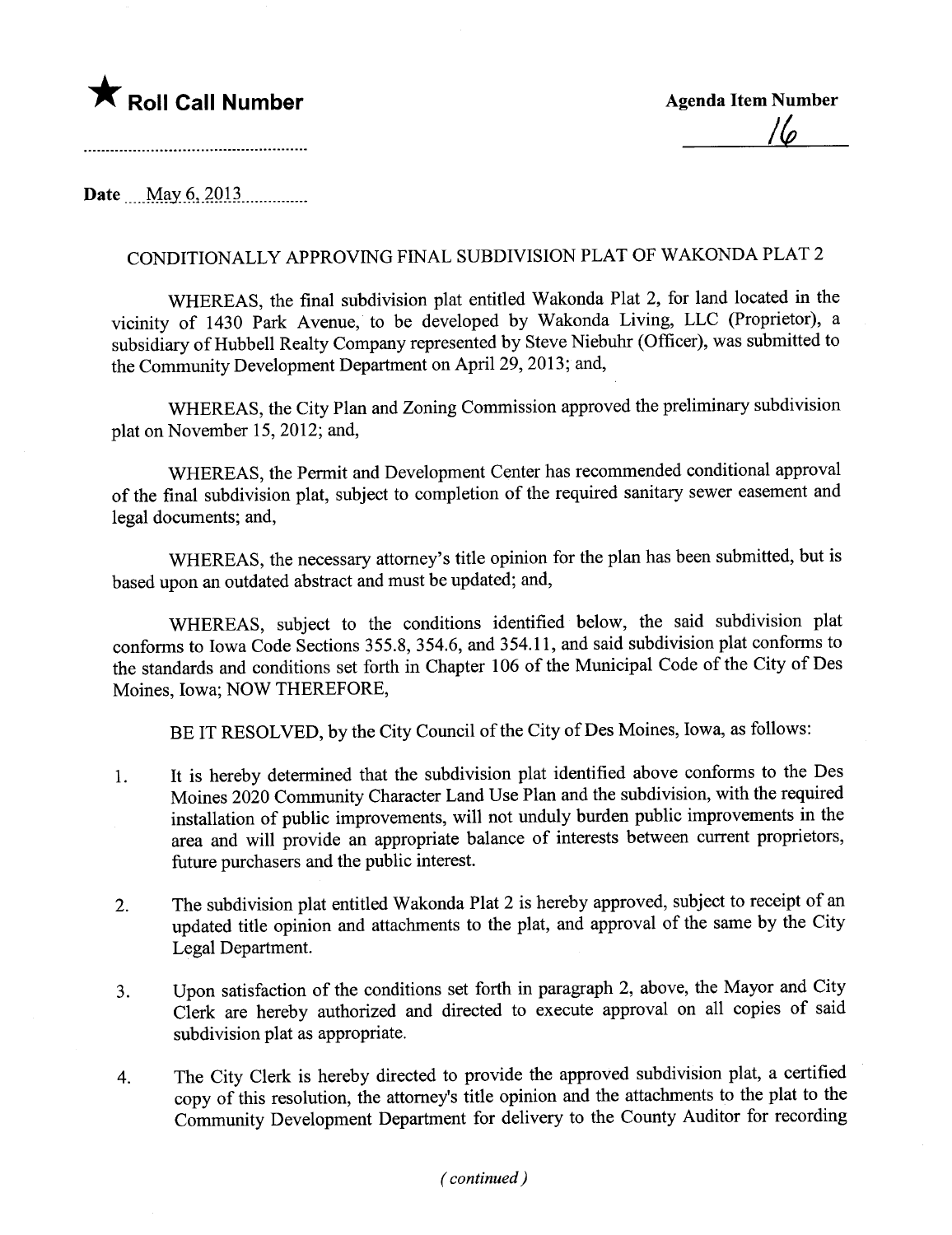★ **Roll Call Number**

**Agenda Item Number**

16

Date May 6, 2013

CONDITIONALLY APPROVING FINAL SUBDIVISION PLAT OF WAKONDA PLAT 2

WHEREAS, the final subdivision plat entitled Wakonda Plat 2, for land located in the vicinity of 1430 Park Avenue, to be developed by Wakonda Living, LLC (Proprietor), a subsidiary of Hubbell Realty Company represented by Steve Niebuhr (Officer), was submitted to the Community Development Department on April 29, 2013; and,

WHEREAS, the City Plan and Zoning Commission approved the preliminary subdivision plat on November 15, 2012; and,

WHEREAS, the Permit and Development Center has recommended conditional approval of the final subdivision plat, subject to completion of the required sanitary sewer easement and legal documents; and,

WHEREAS, the necessary attorney's title opinion for the plan has been submitted, but is based upon an outdated abstract and must be updated; and,

WHEREAS, subject to the conditions identified below, the said subdivision plat conforms to Iowa Code Sections 355.8, 354.6, and 354.11, and said subdivision plat conforms to the standards and conditions set forth in Chapter 106 of the Municipal Code of the City of Des Moines, Iowa; NOW THEREFORE,

BE IT RESOLVED, by the City Council of the City of Des Moines, Iowa, as follows:

1. It is hereby determined that the subdivision plat identified above conforms to the Des Moines 2020 Community Character Land Use Plan and the subdivision, with the required installation of public improvements, will not unduly burden public improvements in the area and will provide an appropriate balance of interests between current proprietors, future purchasers and the public interest.

2. The subdivision plat entitled Wakonda Plat 2 is hereby approved, subject to receipt of an updated title opinion and attachments to the plat, and approval of the same by the City Legal Department.

3. Upon satisfaction of the conditions set forth in paragraph 2, above, the Mayor and City Clerk are hereby authorized and directed to execute approval on all copies of said subdivision plat as appropriate.

4. The City Clerk is hereby directed to provide the approved subdivision plat, a certified copy of this resolution, the attorney's title opinion and the attachments to the plat to the Community Development Department for delivery to the County Auditor for recording

*(continued)*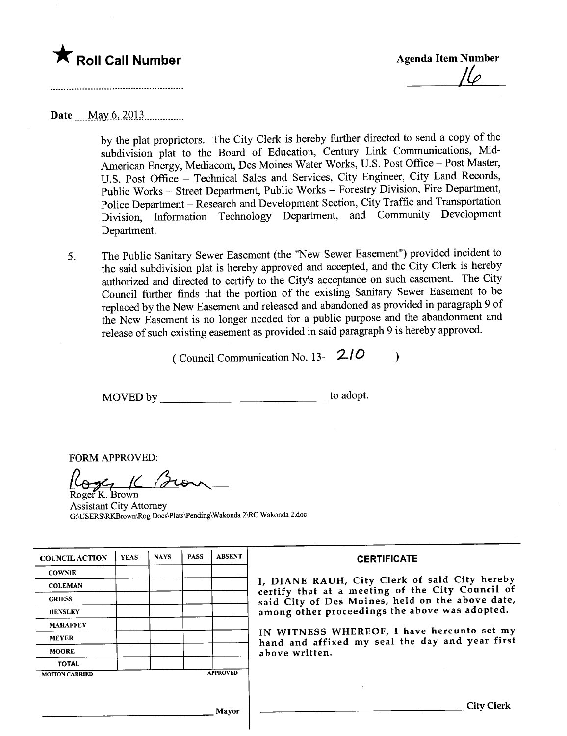★ **Roll Call Number**

Agenda Item Number

16

Date May 6, 2013

by the plat proprietors. The City Clerk is hereby further directed to send a copy of the subdivision plat to the Board of Education, Century Link Communications, Mid-American Energy, Mediacom, Des Moines Water Works, U.S. Post Office – Post Master, U.S. Post Office – Technical Sales and Services, City Engineer, City Land Records, Public Works – Street Department, Public Works – Forestry Division, Fire Department, Police Department – Research and Development Section, City Traffic and Transportation Division, Information Technology Department, and Community Development Department.

5. The Public Sanitary Sewer Easement (the "New Sewer Easement") provided incident to the said subdivision plat is hereby approved and accepted, and the City Clerk is hereby authorized and directed to certify to the City's acceptance on such easement. The City Council further finds that the portion of the existing Sanitary Sewer Easement to be replaced by the New Easement and released and abandoned as provided in paragraph 9 of the New Easement is no longer needed for a public purpose and the abandonment and release of such existing easement as provided in said paragraph 9 is hereby approved.

( Council Communication No. 13- 210 )

MOVED by \_\_\_\_\_\_\_\_\_\_\_\_\_\_\_\_\_\_\_\_\_\_\_\_\_\_ to adopt.

FORM APPROVED:

Roger K. Brown
Roger K. Brown
Assistant City Attorney
G:\USERS\RKBrown\Rog Docs\Plats\Pending\Wakonda 2\RC Wakonda 2.doc

| COUNCIL ACTION | YEAS | NAYS | PASS | ABSENT |
|---|---|---|---|---|
| COWNIE | | | | |
| COLEMAN | | | | |
| GRIESS | | | | |
| HENSLEY | | | | |
| MAHAFFEY | | | | |
| MEYER | | | | |
| MOORE | | | | |
| TOTAL | | | | |
| MOTION CARRIED | | | | APPROVED |

\_\_\_\_\_\_\_\_\_\_\_\_\_\_\_\_\_\_\_\_\_\_\_\_\_\_ Mayor

**CERTIFICATE**

I, DIANE RAUH, City Clerk of said City hereby certify that at a meeting of the City Council of said City of Des Moines, held on the above date, among other proceedings the above was adopted.

IN WITNESS WHEREOF, I have hereunto set my hand and affixed my seal the day and year first above written.

\_\_\_\_\_\_\_\_\_\_\_\_\_\_\_\_\_\_\_\_\_\_\_\_\_\_ City Clerk